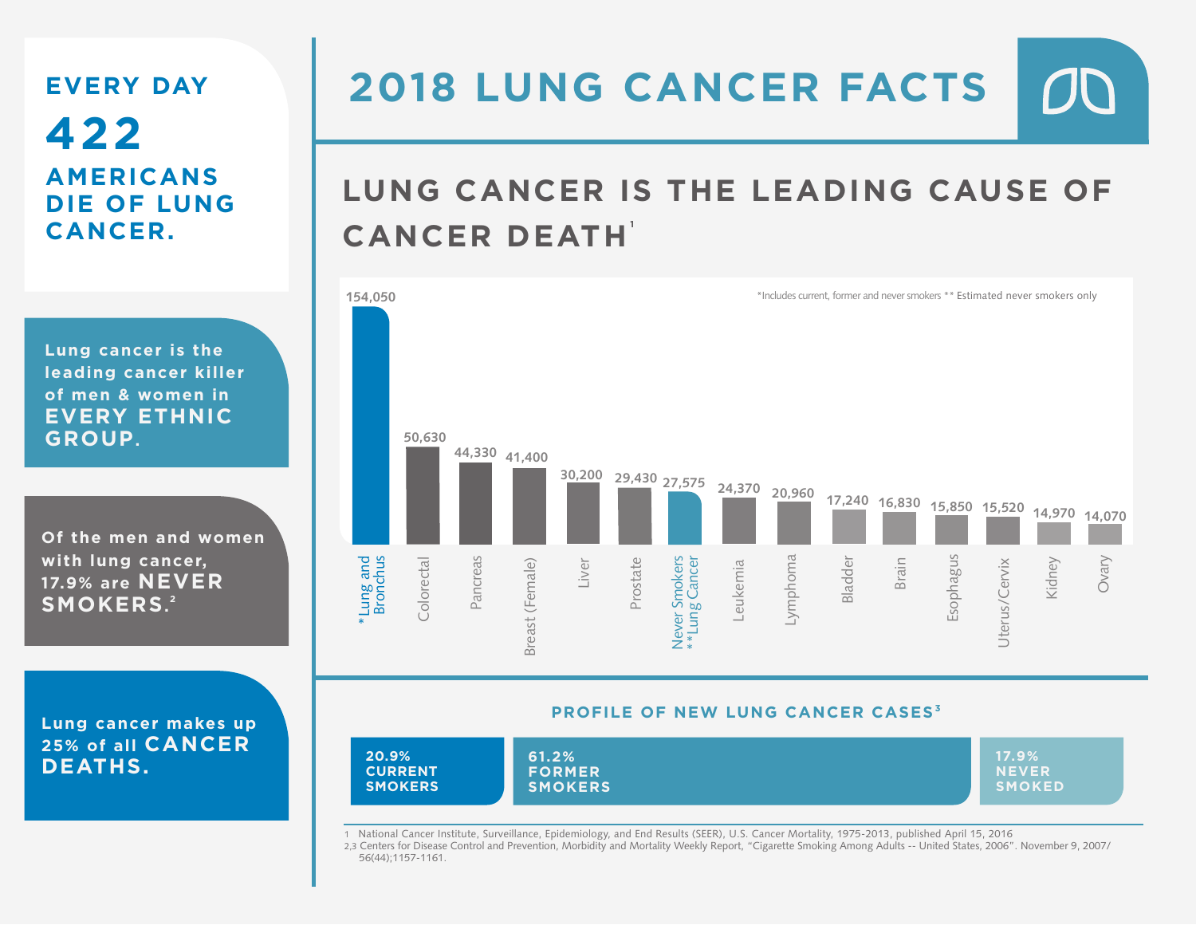# 2018 LUNG CANCER FACTS

**EVERY DAY**

**422**

**AMERICANS DIE OF LUNG CANCER.**

Lung cancer is the leading cancer killer of men & women in **EVERY ETHNIC GROUP.**

Of the men and women with lung cancer, 17.9% are **NEVER SMOKERS.**[2]

Lung cancer makes up 25% of all **CANCER DEATHS.**

## LUNG CANCER IS THE LEADING CAUSE OF CANCER DEATH[1]

*Includes current, former and never smokers ** Estimated never smokers only

| Cancer | Deaths |
|---|---|
| *Lung and Bronchus | 154,050 |
| Colorectal | 50,630 |
| Pancreas | 44,330 |
| Breast (Female) | 41,400 |
| Liver | 30,200 |
| Prostate | 29,430 |
| Never Smokers **Lung Cancer | 27,575 |
| Leukemia | 24,370 |
| Lymphoma | 20,960 |
| Bladder | 17,240 |
| Brain | 16,830 |
| Esophagus | 15,850 |
| Uterus/Cervix | 15,520 |
| Kidney | 14,970 |
| Ovary | 14,070 |

### PROFILE OF NEW LUNG CANCER CASES[3]

| 20.9% CURRENT SMOKERS | 61.2% FORMER SMOKERS | 17.9% NEVER SMOKED |
|---|---|---|

1 National Cancer Institute, Surveillance, Epidemiology, and End Results (SEER), U.S. Cancer Mortality, 1975-2013, published April 15, 2016

2,3 Centers for Disease Control and Prevention, Morbidity and Mortality Weekly Report, "Cigarette Smoking Among Adults -- United States, 2006". November 9, 2007/ 56(44);1157-1161.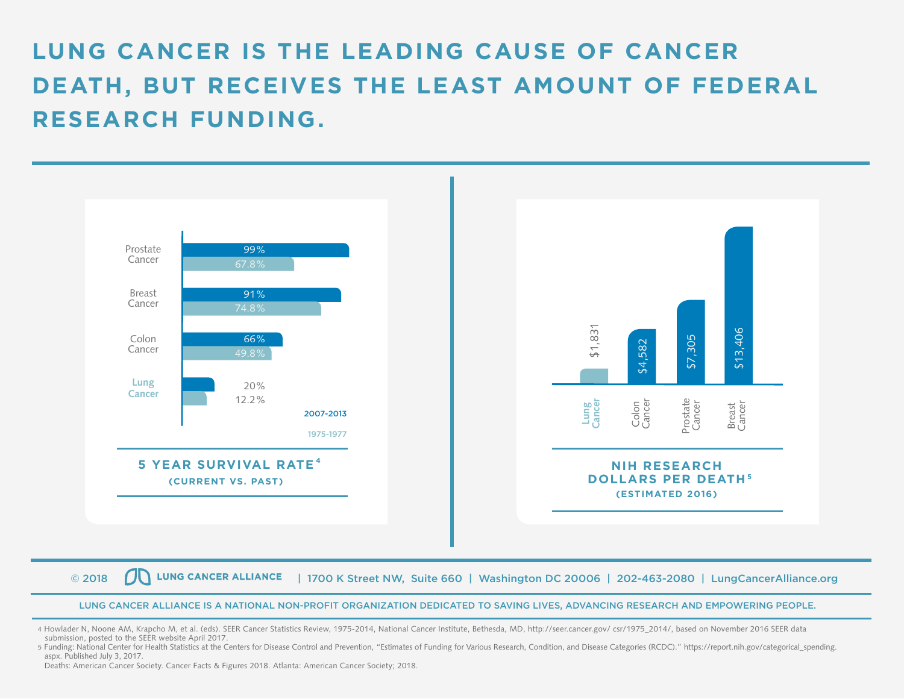# LUNG CANCER IS THE LEADING CAUSE OF CANCER DEATH, BUT RECEIVES THE LEAST AMOUNT OF FEDERAL RESEARCH FUNDING.

Prostate Cancer
99%
67.8%

Breast Cancer
91%
74.8%

Colon Cancer
66%
49.8%

Lung Cancer
20%
12.2%

2007-2013

1975-1977

**5 YEAR SURVIVAL RATE[4]**
**(CURRENT VS. PAST)**

$1,831
$4,582
$7,305
$13,406

Lung Cancer
Colon Cancer
Prostate Cancer
Breast Cancer

**NIH RESEARCH DOLLARS PER DEATH[5]**
**(ESTIMATED 2016)**

© 2018 LUNG CANCER ALLIANCE | 1700 K Street NW, Suite 660 | Washington DC 20006 | 202-463-2080 | LungCancerAlliance.org

LUNG CANCER ALLIANCE IS A NATIONAL NON-PROFIT ORGANIZATION DEDICATED TO SAVING LIVES, ADVANCING RESEARCH AND EMPOWERING PEOPLE.

4 Howlader N, Noone AM, Krapcho M, et al. (eds). SEER Cancer Statistics Review, 1975-2014, National Cancer Institute, Bethesda, MD, http://seer.cancer.gov/ csr/1975_2014/, based on November 2016 SEER data submission, posted to the SEER website April 2017.

5 Funding: National Center for Health Statistics at the Centers for Disease Control and Prevention, "Estimates of Funding for Various Research, Condition, and Disease Categories (RCDC)." https://report.nih.gov/categorical_spending.aspx. Published July 3, 2017.
Deaths: American Cancer Society. Cancer Facts & Figures 2018. Atlanta: American Cancer Society; 2018.